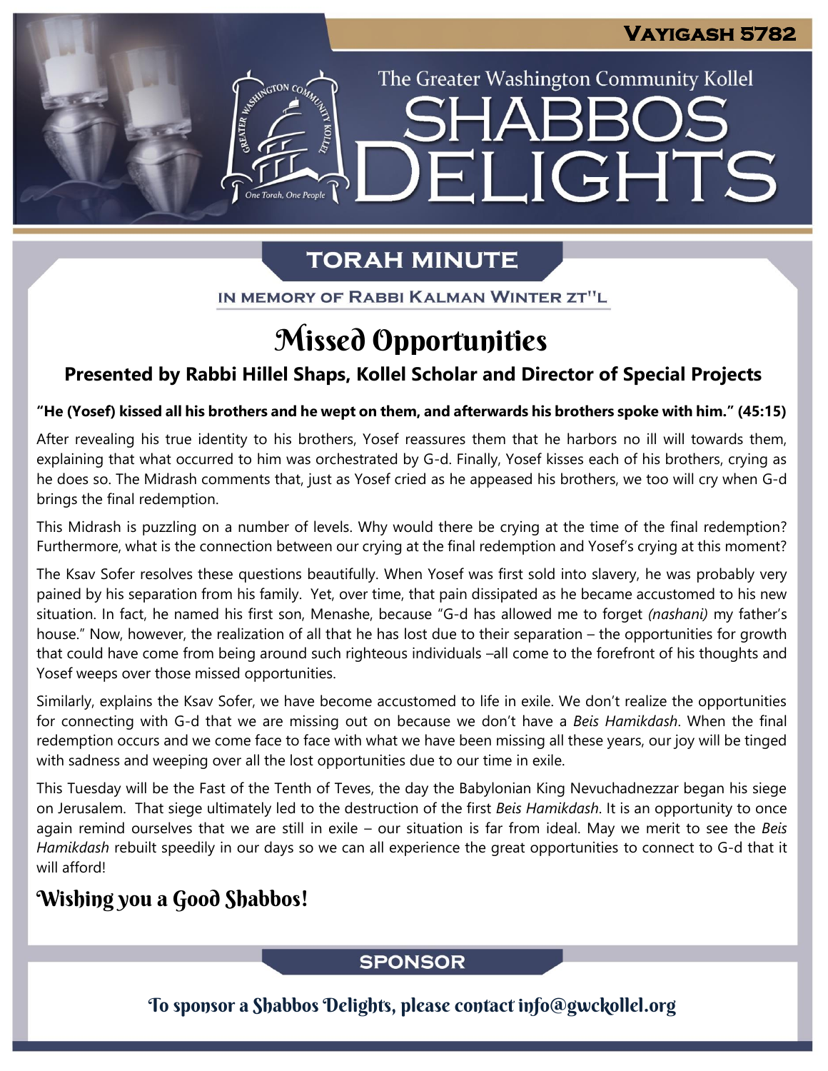Vayigash 5782

The Greater Washington Community Kollel

# Shabbos Delights

## Torah Minute

In memory of Rabbi Kalman Winter zt"l

# Missed Opportunities

### Presented by Rabbi Hillel Shaps, Kollel Scholar and Director of Special Projects

**"He (Yosef) kissed all his brothers and he wept on them, and afterwards his brothers spoke with him." (45:15)**

After revealing his true identity to his brothers, Yosef reassures them that he harbors no ill will towards them, explaining that what occurred to him was orchestrated by G-d. Finally, Yosef kisses each of his brothers, crying as he does so. The Midrash comments that, just as Yosef cried as he appeased his brothers, we too will cry when G-d brings the final redemption.

This Midrash is puzzling on a number of levels. Why would there be crying at the time of the final redemption? Furthermore, what is the connection between our crying at the final redemption and Yosef's crying at this moment?

The Ksav Sofer resolves these questions beautifully. When Yosef was first sold into slavery, he was probably very pained by his separation from his family. Yet, over time, that pain dissipated as he became accustomed to his new situation. In fact, he named his first son, Menashe, because "G-d has allowed me to forget *(nashani)* my father's house." Now, however, the realization of all that he has lost due to their separation – the opportunities for growth that could have come from being around such righteous individuals –all come to the forefront of his thoughts and Yosef weeps over those missed opportunities.

Similarly, explains the Ksav Sofer, we have become accustomed to life in exile. We don't realize the opportunities for connecting with G-d that we are missing out on because we don't have a *Beis Hamikdash*. When the final redemption occurs and we come face to face with what we have been missing all these years, our joy will be tinged with sadness and weeping over all the lost opportunities due to our time in exile.

This Tuesday will be the Fast of the Tenth of Teves, the day the Babylonian King Nevuchadnezzar began his siege on Jerusalem. That siege ultimately led to the destruction of the first *Beis Hamikdash*. It is an opportunity to once again remind ourselves that we are still in exile – our situation is far from ideal. May we merit to see the *Beis Hamikdash* rebuilt speedily in our days so we can all experience the great opportunities to connect to G-d that it will afford!

## Wishing you a Good Shabbos!

## Sponsor

To sponsor a Shabbos Delights, please contact info@gwckollel.org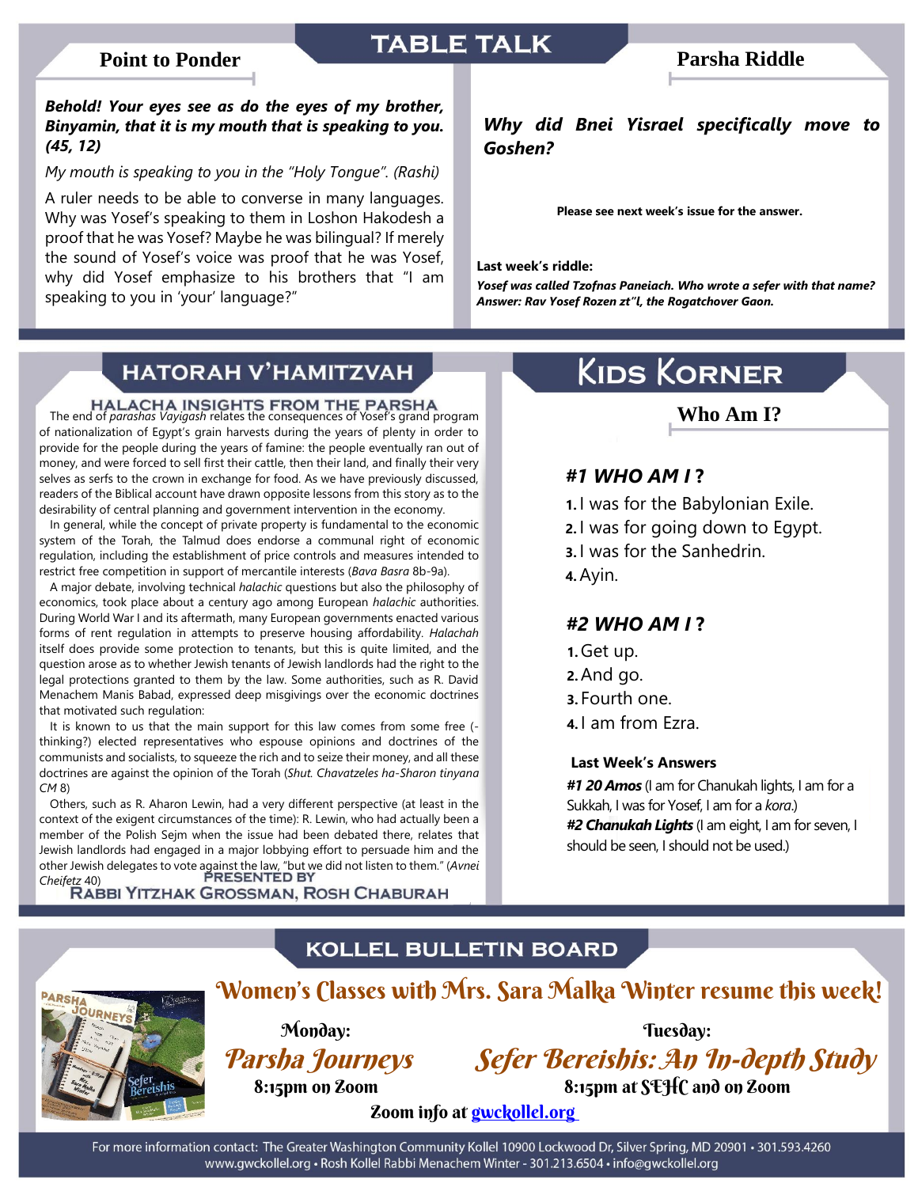# TABLE TALK

## Point to Ponder

***Behold! Your eyes see as do the eyes of my brother, Binyamin, that it is my mouth that is speaking to you. (45, 12)***

*My mouth is speaking to you in the "Holy Tongue". (Rashi)*

A ruler needs to be able to converse in many languages. Why was Yosef's speaking to them in Loshon Hakodesh a proof that he was Yosef? Maybe he was bilingual? If merely the sound of Yosef's voice was proof that he was Yosef, why did Yosef emphasize to his brothers that "I am speaking to you in 'your' language?"

## Parsha Riddle

***Why did Bnei Yisrael specifically move to Goshen?***

**Please see next week's issue for the answer.**

**Last week's riddle:**

***Yosef was called Tzofnas Paneiach. Who wrote a sefer with that name?***
***Answer: Rav Yosef Rozen zt"l, the Rogatchover Gaon.***

# HATORAH V'HAMITZVAH

## HALACHA INSIGHTS FROM THE PARSHA

The end of *parashas Vayigash* relates the consequences of Yosef's grand program of nationalization of Egypt's grain harvests during the years of plenty in order to provide for the people during the years of famine: the people eventually ran out of money, and were forced to sell first their cattle, then their land, and finally their very selves as serfs to the crown in exchange for food. As we have previously discussed, readers of the Biblical account have drawn opposite lessons from this story as to the desirability of central planning and government intervention in the economy.

In general, while the concept of private property is fundamental to the economic system of the Torah, the Talmud does endorse a communal right of economic regulation, including the establishment of price controls and measures intended to restrict free competition in support of mercantile interests (*Bava Basra* 8b-9a).

A major debate, involving technical *halachic* questions but also the philosophy of economics, took place about a century ago among European *halachic* authorities. During World War I and its aftermath, many European governments enacted various forms of rent regulation in attempts to preserve housing affordability. *Halachah* itself does provide some protection to tenants, but this is quite limited, and the question arose as to whether Jewish tenants of Jewish landlords had the right to the legal protections granted to them by the law. Some authorities, such as R. David Menachem Manis Babad, expressed deep misgivings over the economic doctrines that motivated such regulation:

It is known to us that the main support for this law comes from some free (-thinking?) elected representatives who espouse opinions and doctrines of the communists and socialists, to squeeze the rich and to seize their money, and all these doctrines are against the opinion of the Torah (*Shut. Chavatzeles ha-Sharon tinyana CM* 8)

Others, such as R. Aharon Lewin, had a very different perspective (at least in the context of the exigent circumstances of the time): R. Lewin, who had actually been a member of the Polish Sejm when the issue had been debated there, relates that Jewish landlords had engaged in a major lobbying effort to persuade him and the other Jewish delegates to vote against the law, "but we did not listen to them." (*Avnei Cheifetz* 40)

PRESENTED BY
RABBI YITZHAK GROSSMAN, ROSH CHABURAH

# KIDS KORNER

## Who Am I?

### #1 WHO AM I ?

1. I was for the Babylonian Exile.
2. I was for going down to Egypt.
3. I was for the Sanhedrin.
4. Ayin.

### #2 WHO AM I ?

1. Get up.
2. And go.
3. Fourth one.
4. I am from Ezra.

**Last Week's Answers**

***#1 20 Amos*** (I am for Chanukah lights, I am for a Sukkah, I was for Yosef, I am for a *kora*.)
***#2 Chanukah Lights*** (I am eight, I am for seven, I should be seen, I should not be used.)

# KOLLEL BULLETIN BOARD

## Women's Classes with Mrs. Sara Malka Winter resume this week!

**Monday:**
***Parsha Journeys***
8:15pm on Zoom

**Tuesday:**
***Sefer Bereishis: An In-depth Study***
8:15pm at SEHC and on Zoom

Zoom info at gwckollel.org

For more information contact: The Greater Washington Community Kollel 10900 Lockwood Dr, Silver Spring, MD 20901 • 301.593.4260
www.gwckollel.org • Rosh Kollel Rabbi Menachem Winter - 301.213.6504 • info@gwckollel.org